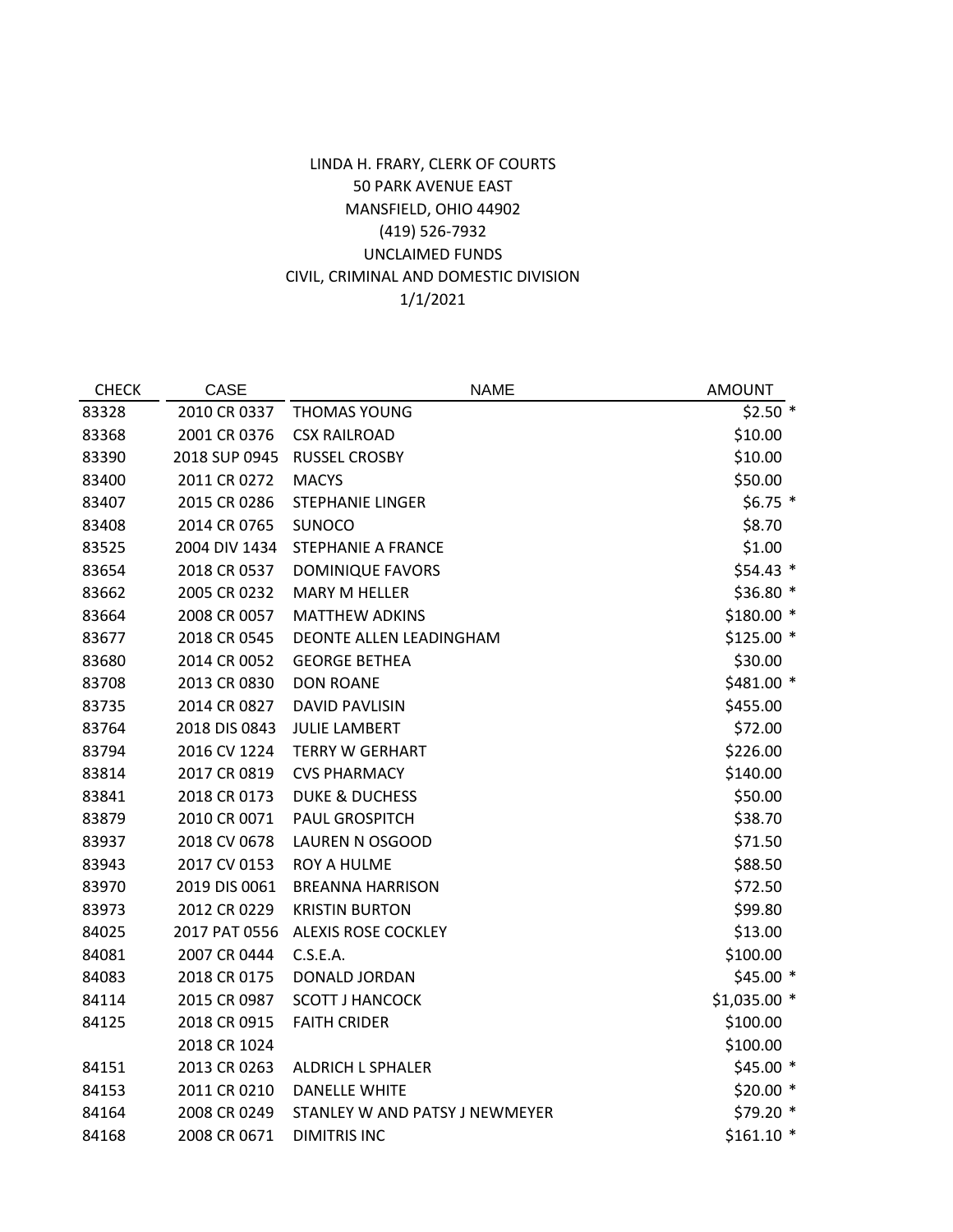LINDA H. FRARY, CLERK OF COURTS
50 PARK AVENUE EAST
MANSFIELD, OHIO 44902
(419) 526-7932
UNCLAIMED FUNDS
CIVIL, CRIMINAL AND DOMESTIC DIVISION
1/1/2021

| CHECK | CASE | NAME | AMOUNT |
|---|---|---|---|
| 83328 | 2010 CR 0337 | THOMAS YOUNG | $2.50 * |
| 83368 | 2001 CR 0376 | CSX RAILROAD | $10.00 |
| 83390 | 2018 SUP 0945 | RUSSEL CROSBY | $10.00 |
| 83400 | 2011 CR 0272 | MACYS | $50.00 |
| 83407 | 2015 CR 0286 | STEPHANIE LINGER | $6.75 * |
| 83408 | 2014 CR 0765 | SUNOCO | $8.70 |
| 83525 | 2004 DIV 1434 | STEPHANIE A FRANCE | $1.00 |
| 83654 | 2018 CR 0537 | DOMINIQUE FAVORS | $54.43 * |
| 83662 | 2005 CR 0232 | MARY M HELLER | $36.80 * |
| 83664 | 2008 CR 0057 | MATTHEW ADKINS | $180.00 * |
| 83677 | 2018 CR 0545 | DEONTE ALLEN LEADINGHAM | $125.00 * |
| 83680 | 2014 CR 0052 | GEORGE BETHEA | $30.00 |
| 83708 | 2013 CR 0830 | DON ROANE | $481.00 * |
| 83735 | 2014 CR 0827 | DAVID PAVLISIN | $455.00 |
| 83764 | 2018 DIS 0843 | JULIE LAMBERT | $72.00 |
| 83794 | 2016 CV 1224 | TERRY W GERHART | $226.00 |
| 83814 | 2017 CR 0819 | CVS PHARMACY | $140.00 |
| 83841 | 2018 CR 0173 | DUKE & DUCHESS | $50.00 |
| 83879 | 2010 CR 0071 | PAUL GROSPITCH | $38.70 |
| 83937 | 2018 CV 0678 | LAUREN N OSGOOD | $71.50 |
| 83943 | 2017 CV 0153 | ROY A HULME | $88.50 |
| 83970 | 2019 DIS 0061 | BREANNA HARRISON | $72.50 |
| 83973 | 2012 CR 0229 | KRISTIN BURTON | $99.80 |
| 84025 | 2017 PAT 0556 | ALEXIS ROSE COCKLEY | $13.00 |
| 84081 | 2007 CR 0444 | C.S.E.A. | $100.00 |
| 84083 | 2018 CR 0175 | DONALD JORDAN | $45.00 * |
| 84114 | 2015 CR 0987 | SCOTT J HANCOCK | $1,035.00 * |
| 84125 | 2018 CR 0915 | FAITH CRIDER | $100.00 |
| | 2018 CR 1024 | | $100.00 |
| 84151 | 2013 CR 0263 | ALDRICH L SPHALER | $45.00 * |
| 84153 | 2011 CR 0210 | DANELLE WHITE | $20.00 * |
| 84164 | 2008 CR 0249 | STANLEY W AND PATSY J NEWMEYER | $79.20 * |
| 84168 | 2008 CR 0671 | DIMITRIS INC | $161.10 * |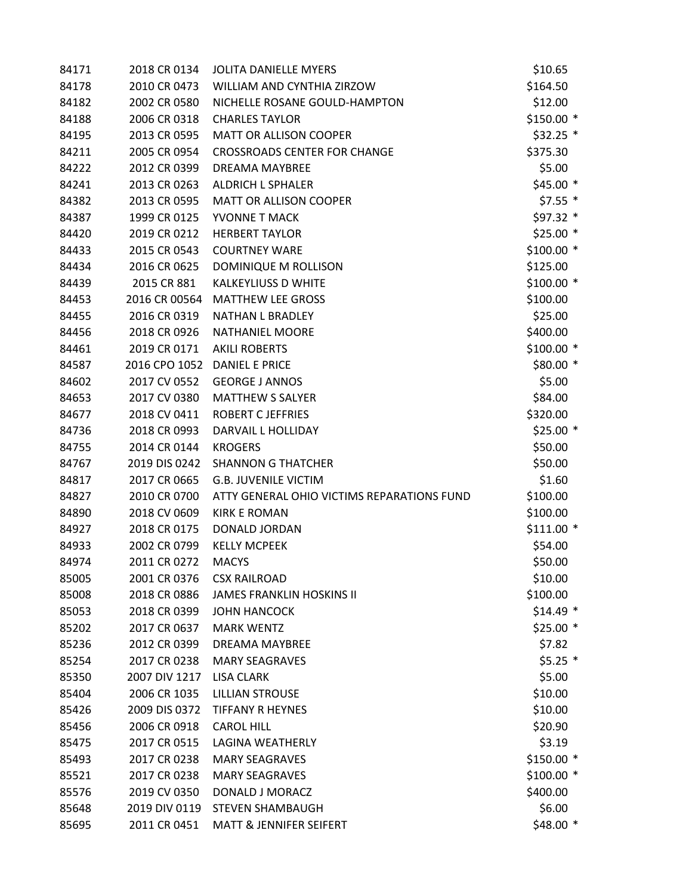| | | | |
|---|---|---|---|
| 84171 | 2018 CR 0134 | JOLITA DANIELLE MYERS | $10.65 |
| 84178 | 2010 CR 0473 | WILLIAM AND CYNTHIA ZIRZOW | $164.50 |
| 84182 | 2002 CR 0580 | NICHELLE ROSANE GOULD-HAMPTON | $12.00 |
| 84188 | 2006 CR 0318 | CHARLES TAYLOR | $150.00 * |
| 84195 | 2013 CR 0595 | MATT OR ALLISON COOPER | $32.25 * |
| 84211 | 2005 CR 0954 | CROSSROADS CENTER FOR CHANGE | $375.30 |
| 84222 | 2012 CR 0399 | DREAMA MAYBREE | $5.00 |
| 84241 | 2013 CR 0263 | ALDRICH L SPHALER | $45.00 * |
| 84382 | 2013 CR 0595 | MATT OR ALLISON COOPER | $7.55 * |
| 84387 | 1999 CR 0125 | YVONNE T MACK | $97.32 * |
| 84420 | 2019 CR 0212 | HERBERT TAYLOR | $25.00 * |
| 84433 | 2015 CR 0543 | COURTNEY WARE | $100.00 * |
| 84434 | 2016 CR 0625 | DOMINIQUE M ROLLISON | $125.00 |
| 84439 | 2015 CR 881 | KALKEYLIUSS D WHITE | $100.00 * |
| 84453 | 2016 CR 00564 | MATTHEW LEE GROSS | $100.00 |
| 84455 | 2016 CR 0319 | NATHAN L BRADLEY | $25.00 |
| 84456 | 2018 CR 0926 | NATHANIEL MOORE | $400.00 |
| 84461 | 2019 CR 0171 | AKILI ROBERTS | $100.00 * |
| 84587 | 2016 CPO 1052 | DANIEL E PRICE | $80.00 * |
| 84602 | 2017 CV 0552 | GEORGE J ANNOS | $5.00 |
| 84653 | 2017 CV 0380 | MATTHEW S SALYER | $84.00 |
| 84677 | 2018 CV 0411 | ROBERT C JEFFRIES | $320.00 |
| 84736 | 2018 CR 0993 | DARVAIL L HOLLIDAY | $25.00 * |
| 84755 | 2014 CR 0144 | KROGERS | $50.00 |
| 84767 | 2019 DIS 0242 | SHANNON G THATCHER | $50.00 |
| 84817 | 2017 CR 0665 | G.B. JUVENILE VICTIM | $1.60 |
| 84827 | 2010 CR 0700 | ATTY GENERAL OHIO VICTIMS REPARATIONS FUND | $100.00 |
| 84890 | 2018 CV 0609 | KIRK E ROMAN | $100.00 |
| 84927 | 2018 CR 0175 | DONALD JORDAN | $111.00 * |
| 84933 | 2002 CR 0799 | KELLY MCPEEK | $54.00 |
| 84974 | 2011 CR 0272 | MACYS | $50.00 |
| 85005 | 2001 CR 0376 | CSX RAILROAD | $10.00 |
| 85008 | 2018 CR 0886 | JAMES FRANKLIN HOSKINS II | $100.00 |
| 85053 | 2018 CR 0399 | JOHN HANCOCK | $14.49 * |
| 85202 | 2017 CR 0637 | MARK WENTZ | $25.00 * |
| 85236 | 2012 CR 0399 | DREAMA MAYBREE | $7.82 |
| 85254 | 2017 CR 0238 | MARY SEAGRAVES | $5.25 * |
| 85350 | 2007 DIV 1217 | LISA CLARK | $5.00 |
| 85404 | 2006 CR 1035 | LILLIAN STROUSE | $10.00 |
| 85426 | 2009 DIS 0372 | TIFFANY R HEYNES | $10.00 |
| 85456 | 2006 CR 0918 | CAROL HILL | $20.90 |
| 85475 | 2017 CR 0515 | LAGINA WEATHERLY | $3.19 |
| 85493 | 2017 CR 0238 | MARY SEAGRAVES | $150.00 * |
| 85521 | 2017 CR 0238 | MARY SEAGRAVES | $100.00 * |
| 85576 | 2019 CV 0350 | DONALD J MORACZ | $400.00 |
| 85648 | 2019 DIV 0119 | STEVEN SHAMBAUGH | $6.00 |
| 85695 | 2011 CR 0451 | MATT & JENNIFER SEIFERT | $48.00 * |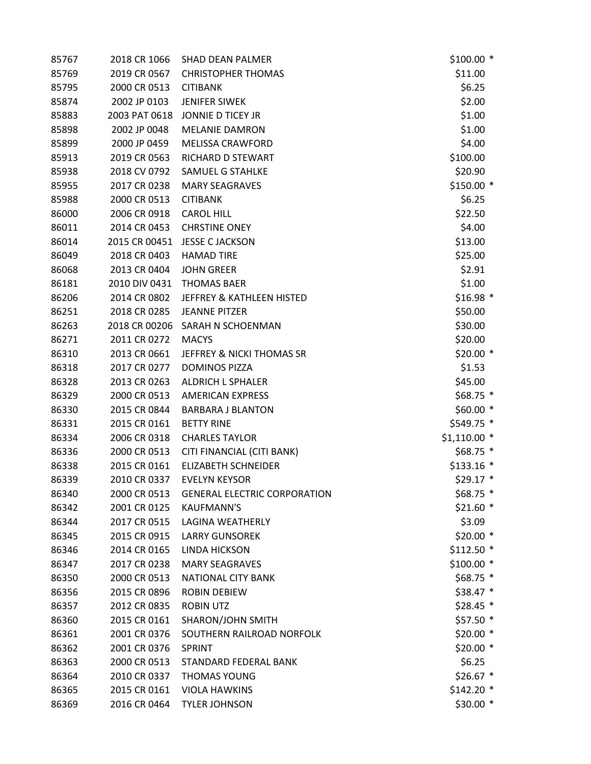| | | | |
|---|---|---|---|
| 85767 | 2018 CR 1066 | SHAD DEAN PALMER | $100.00 * |
| 85769 | 2019 CR 0567 | CHRISTOPHER THOMAS | $11.00 |
| 85795 | 2000 CR 0513 | CITIBANK | $6.25 |
| 85874 | 2002 JP 0103 | JENIFER SIWEK | $2.00 |
| 85883 | 2003 PAT 0618 | JONNIE D TICEY JR | $1.00 |
| 85898 | 2002 JP 0048 | MELANIE DAMRON | $1.00 |
| 85899 | 2000 JP 0459 | MELISSA CRAWFORD | $4.00 |
| 85913 | 2019 CR 0563 | RICHARD D STEWART | $100.00 |
| 85938 | 2018 CV 0792 | SAMUEL G STAHLKE | $20.90 |
| 85955 | 2017 CR 0238 | MARY SEAGRAVES | $150.00 * |
| 85988 | 2000 CR 0513 | CITIBANK | $6.25 |
| 86000 | 2006 CR 0918 | CAROL HILL | $22.50 |
| 86011 | 2014 CR 0453 | CHRSTINE ONEY | $4.00 |
| 86014 | 2015 CR 00451 | JESSE C JACKSON | $13.00 |
| 86049 | 2018 CR 0403 | HAMAD TIRE | $25.00 |
| 86068 | 2013 CR 0404 | JOHN GREER | $2.91 |
| 86181 | 2010 DIV 0431 | THOMAS BAER | $1.00 |
| 86206 | 2014 CR 0802 | JEFFREY & KATHLEEN HISTED | $16.98 * |
| 86251 | 2018 CR 0285 | JEANNE PITZER | $50.00 |
| 86263 | 2018 CR 00206 | SARAH N SCHOENMAN | $30.00 |
| 86271 | 2011 CR 0272 | MACYS | $20.00 |
| 86310 | 2013 CR 0661 | JEFFREY & NICKI THOMAS SR | $20.00 * |
| 86318 | 2017 CR 0277 | DOMINOS PIZZA | $1.53 |
| 86328 | 2013 CR 0263 | ALDRICH L SPHALER | $45.00 |
| 86329 | 2000 CR 0513 | AMERICAN EXPRESS | $68.75 * |
| 86330 | 2015 CR 0844 | BARBARA J BLANTON | $60.00 * |
| 86331 | 2015 CR 0161 | BETTY RINE | $549.75 * |
| 86334 | 2006 CR 0318 | CHARLES TAYLOR | $1,110.00 * |
| 86336 | 2000 CR 0513 | CITI FINANCIAL (CITI BANK) | $68.75 * |
| 86338 | 2015 CR 0161 | ELIZABETH SCHNEIDER | $133.16 * |
| 86339 | 2010 CR 0337 | EVELYN KEYSOR | $29.17 * |
| 86340 | 2000 CR 0513 | GENERAL ELECTRIC CORPORATION | $68.75 * |
| 86342 | 2001 CR 0125 | KAUFMANN'S | $21.60 * |
| 86344 | 2017 CR 0515 | LAGINA WEATHERLY | $3.09 |
| 86345 | 2015 CR 0915 | LARRY GUNSOREK | $20.00 * |
| 86346 | 2014 CR 0165 | LINDA HICKSON | $112.50 * |
| 86347 | 2017 CR 0238 | MARY SEAGRAVES | $100.00 * |
| 86350 | 2000 CR 0513 | NATIONAL CITY BANK | $68.75 * |
| 86356 | 2015 CR 0896 | ROBIN DEBIEW | $38.47 * |
| 86357 | 2012 CR 0835 | ROBIN UTZ | $28.45 * |
| 86360 | 2015 CR 0161 | SHARON/JOHN SMITH | $57.50 * |
| 86361 | 2001 CR 0376 | SOUTHERN RAILROAD NORFOLK | $20.00 * |
| 86362 | 2001 CR 0376 | SPRINT | $20.00 * |
| 86363 | 2000 CR 0513 | STANDARD FEDERAL BANK | $6.25 |
| 86364 | 2010 CR 0337 | THOMAS YOUNG | $26.67 * |
| 86365 | 2015 CR 0161 | VIOLA HAWKINS | $142.20 * |
| 86369 | 2016 CR 0464 | TYLER JOHNSON | $30.00 * |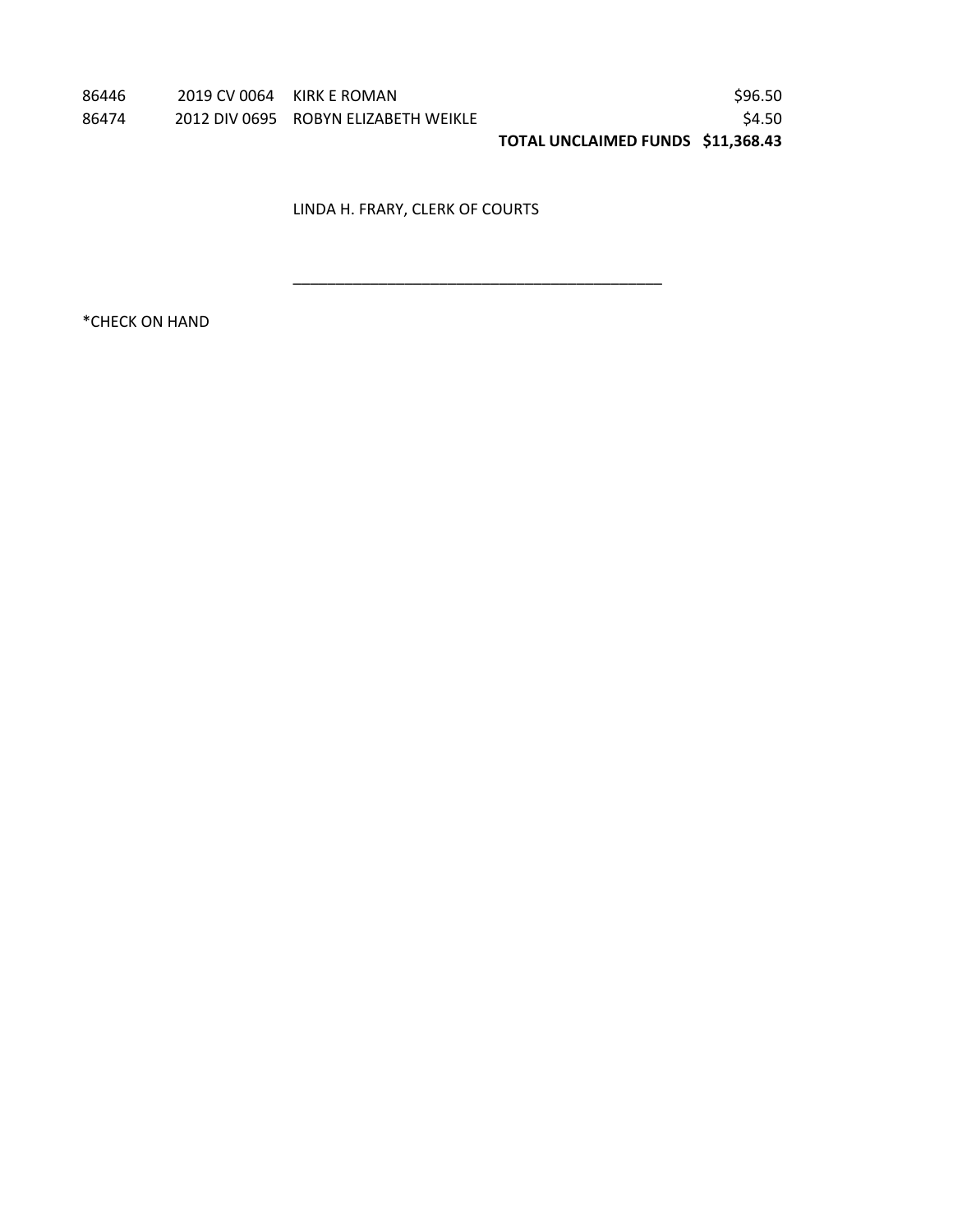| | | | |
|---|---|---|---|
| 86446 | 2019 CV 0064 | KIRK E ROMAN | $96.50 |
| 86474 | 2012 DIV 0695 | ROBYN ELIZABETH WEIKLE | $4.50 |
| | | **TOTAL UNCLAIMED FUNDS** | **$11,368.43** |

LINDA H. FRARY, CLERK OF COURTS

_____________________________________________

*CHECK ON HAND